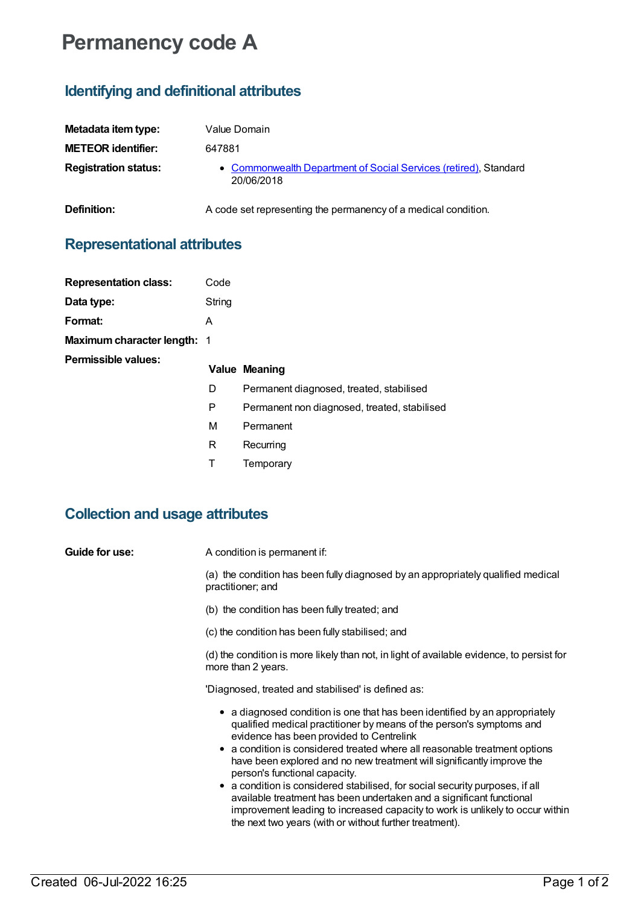# Permanency code A

## Identifying and definitional attributes

**Metadata item type:** Value Domain

**METEOR identifier:** 647881

**Registration status:**

- [Commonwealth Department of Social Services (retired)](), Standard 20/06/2018

**Definition:** A code set representing the permanency of a medical condition.

## Representational attributes

**Representation class:** Code

**Data type:** String

**Format:** A

**Maximum character length:** 1

**Permissible values:**

| Value | Meaning |
|---|---|
| D | Permanent diagnosed, treated, stabilised |
| P | Permanent non diagnosed, treated, stabilised |
| M | Permanent |
| R | Recurring |
| T | Temporary |

## Collection and usage attributes

**Guide for use:** A condition is permanent if:

(a) the condition has been fully diagnosed by an appropriately qualified medical practitioner; and

(b) the condition has been fully treated; and

(c) the condition has been fully stabilised; and

(d) the condition is more likely than not, in light of available evidence, to persist for more than 2 years.

'Diagnosed, treated and stabilised' is defined as:

- a diagnosed condition is one that has been identified by an appropriately qualified medical practitioner by means of the person's symptoms and evidence has been provided to Centrelink
- a condition is considered treated where all reasonable treatment options have been explored and no new treatment will significantly improve the person's functional capacity.
- a condition is considered stabilised, for social security purposes, if all available treatment has been undertaken and a significant functional improvement leading to increased capacity to work is unlikely to occur within the next two years (with or without further treatment).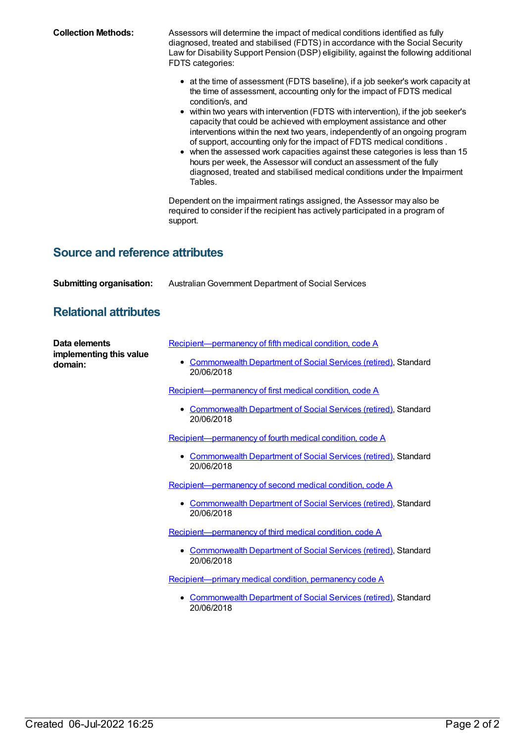**Collection Methods:** Assessors will determine the impact of medical conditions identified as fully diagnosed, treated and stabilised (FDTS) in accordance with the Social Security Law for Disability Support Pension (DSP) eligibility, against the following additional FDTS categories:

- at the time of assessment (FDTS baseline), if a job seeker's work capacity at the time of assessment, accounting only for the impact of FDTS medical condition/s, and
- within two years with intervention (FDTS with intervention), if the job seeker's capacity that could be achieved with employment assistance and other interventions within the next two years, independently of an ongoing program of support, accounting only for the impact of FDTS medical conditions .
- when the assessed work capacities against these categories is less than 15 hours per week, the Assessor will conduct an assessment of the fully diagnosed, treated and stabilised medical conditions under the Impairment Tables.

Dependent on the impairment ratings assigned, the Assessor may also be required to consider if the recipient has actively participated in a program of support.

## Source and reference attributes

**Submitting organisation:** Australian Government Department of Social Services

## Relational attributes

**Data elements implementing this value domain:**

Recipient—permanency of fifth medical condition, code A

- Commonwealth Department of Social Services (retired), Standard 20/06/2018

Recipient—permanency of first medical condition, code A

- Commonwealth Department of Social Services (retired), Standard 20/06/2018

Recipient—permanency of fourth medical condition, code A

- Commonwealth Department of Social Services (retired), Standard 20/06/2018

Recipient—permanency of second medical condition, code A

- Commonwealth Department of Social Services (retired), Standard 20/06/2018

Recipient—permanency of third medical condition, code A

- Commonwealth Department of Social Services (retired), Standard 20/06/2018

Recipient—primary medical condition, permanency code A

- Commonwealth Department of Social Services (retired), Standard 20/06/2018